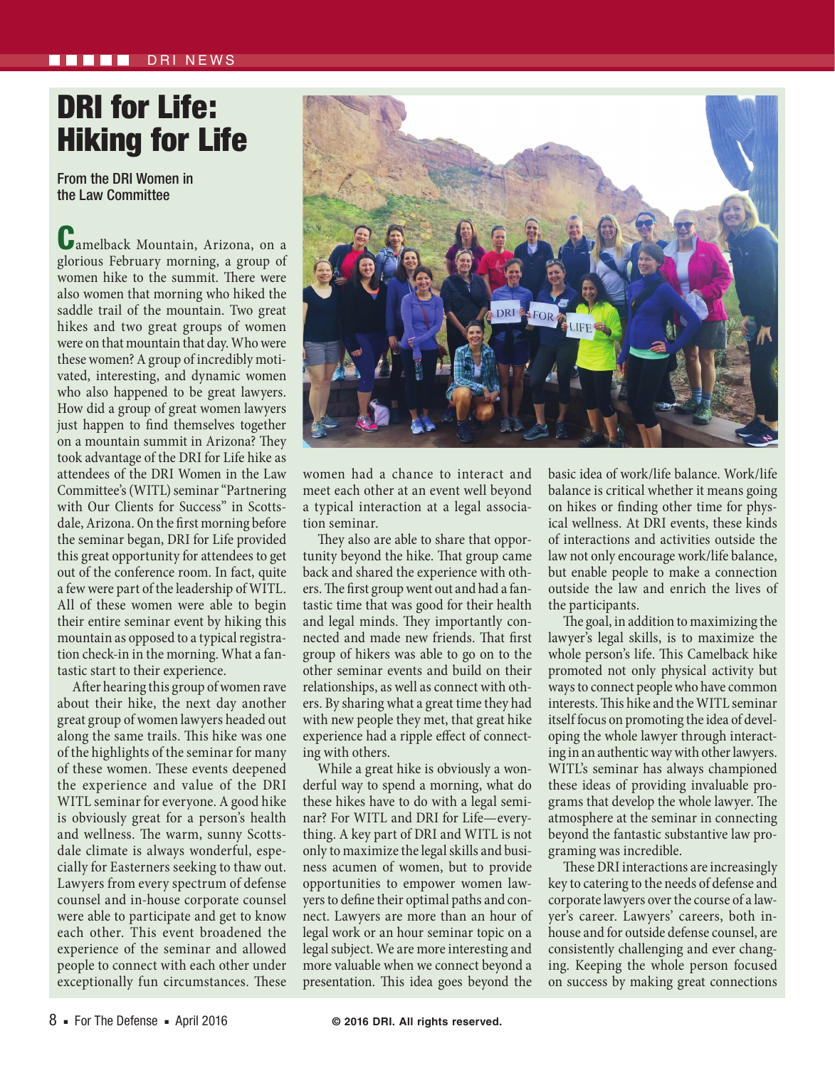# DRI for Life: Hiking for Life

**From the DRI Women in the Law Committee**

Camelback Mountain, Arizona, on a glorious February morning, a group of women hike to the summit. There were also women that morning who hiked the saddle trail of the mountain. Two great hikes and two great groups of women were on that mountain that day. Who were these women? A group of incredibly motivated, interesting, and dynamic women who also happened to be great lawyers. How did a group of great women lawyers just happen to find themselves together on a mountain summit in Arizona? They took advantage of the DRI for Life hike as attendees of the DRI Women in the Law Committee's (WITL) seminar "Partnering with Our Clients for Success" in Scottsdale, Arizona. On the first morning before the seminar began, DRI for Life provided this great opportunity for attendees to get out of the conference room. In fact, quite a few were part of the leadership of WITL. All of these women were able to begin their entire seminar event by hiking this mountain as opposed to a typical registration check-in in the morning. What a fantastic start to their experience.

After hearing this group of women rave about their hike, the next day another great group of women lawyers headed out along the same trails. This hike was one of the highlights of the seminar for many of these women. These events deepened the experience and value of the DRI WITL seminar for everyone. A good hike is obviously great for a person's health and wellness. The warm, sunny Scottsdale climate is always wonderful, especially for Easterners seeking to thaw out. Lawyers from every spectrum of defense counsel and in-house corporate counsel were able to participate and get to know each other. This event broadened the experience of the seminar and allowed people to connect with each other under exceptionally fun circumstances. These women had a chance to interact and meet each other at an event well beyond a typical interaction at a legal association seminar.

They also are able to share that opportunity beyond the hike. That group came back and shared the experience with others. The first group went out and had a fantastic time that was good for their health and legal minds. They importantly connected and made new friends. That first group of hikers was able to go on to the other seminar events and build on their relationships, as well as connect with others. By sharing what a great time they had with new people they met, that great hike experience had a ripple effect of connecting with others.

While a great hike is obviously a wonderful way to spend a morning, what do these hikes have to do with a legal seminar? For WITL and DRI for Life—everything. A key part of DRI and WITL is not only to maximize the legal skills and business acumen of women, but to provide opportunities to empower women lawyers to define their optimal paths and connect. Lawyers are more than an hour of legal work or an hour seminar topic on a legal subject. We are more interesting and more valuable when we connect beyond a presentation. This idea goes beyond the basic idea of work/life balance. Work/life balance is critical whether it means going on hikes or finding other time for physical wellness. At DRI events, these kinds of interactions and activities outside the law not only encourage work/life balance, but enable people to make a connection outside the law and enrich the lives of the participants.

The goal, in addition to maximizing the lawyer's legal skills, is to maximize the whole person's life. This Camelback hike promoted not only physical activity but ways to connect people who have common interests. This hike and the WITL seminar itself focus on promoting the idea of developing the whole lawyer through interacting in an authentic way with other lawyers. WITL's seminar has always championed these ideas of providing invaluable programs that develop the whole lawyer. The atmosphere at the seminar in connecting beyond the fantastic substantive law programing was incredible.

These DRI interactions are increasingly key to catering to the needs of defense and corporate lawyers over the course of a lawyer's career. Lawyers' careers, both in-house and for outside defense counsel, are consistently challenging and ever changing. Keeping the whole person focused on success by making great connections

© 2016 DRI. All rights reserved.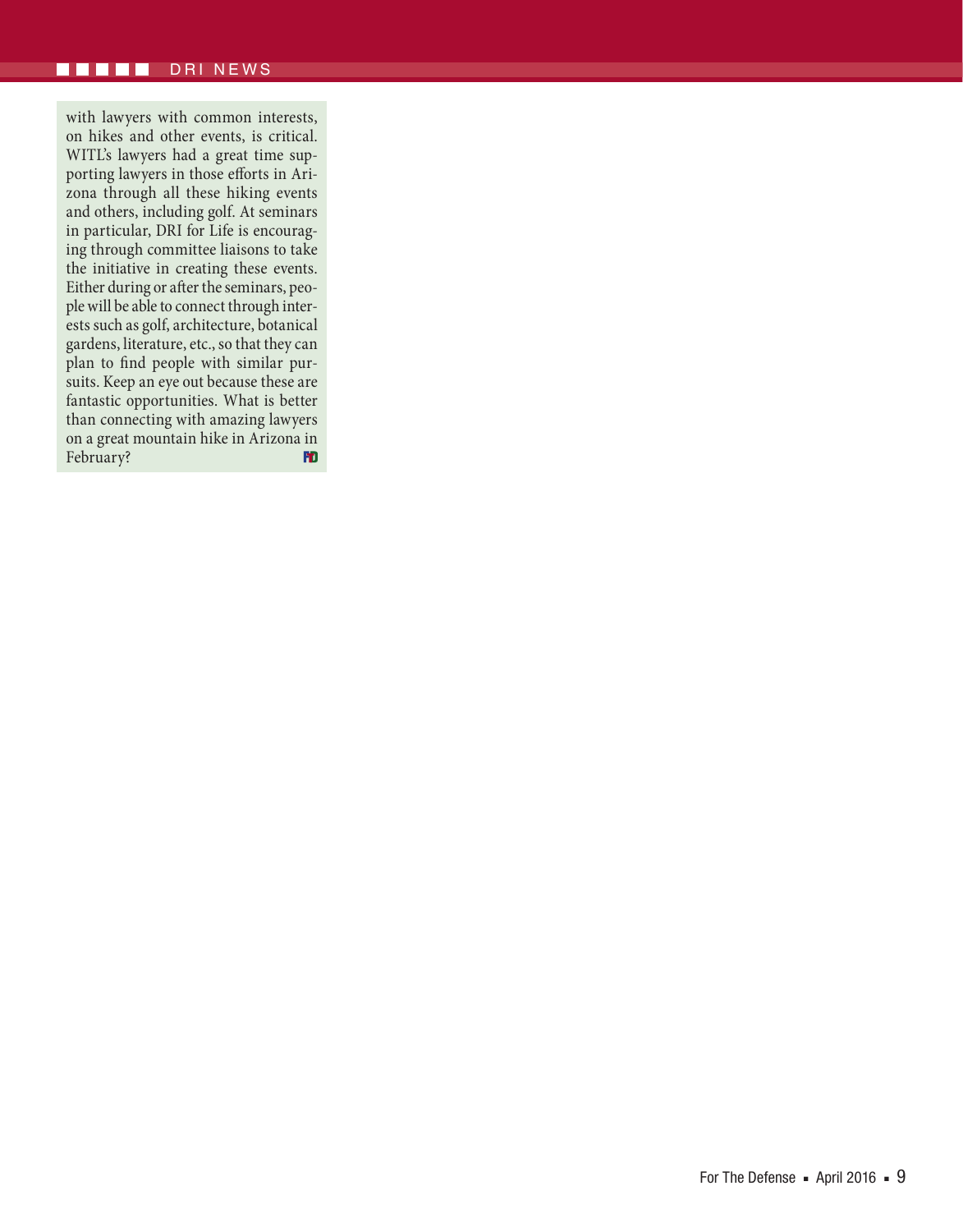with lawyers with common interests, on hikes and other events, is critical. WITL's lawyers had a great time supporting lawyers in those efforts in Arizona through all these hiking events and others, including golf. At seminars in particular, DRI for Life is encouraging through committee liaisons to take the initiative in creating these events. Either during or after the seminars, people will be able to connect through interests such as golf, architecture, botanical gardens, literature, etc., so that they can plan to find people with similar pursuits. Keep an eye out because these are fantastic opportunities. What is better than connecting with amazing lawyers on a great mountain hike in Arizona in February?